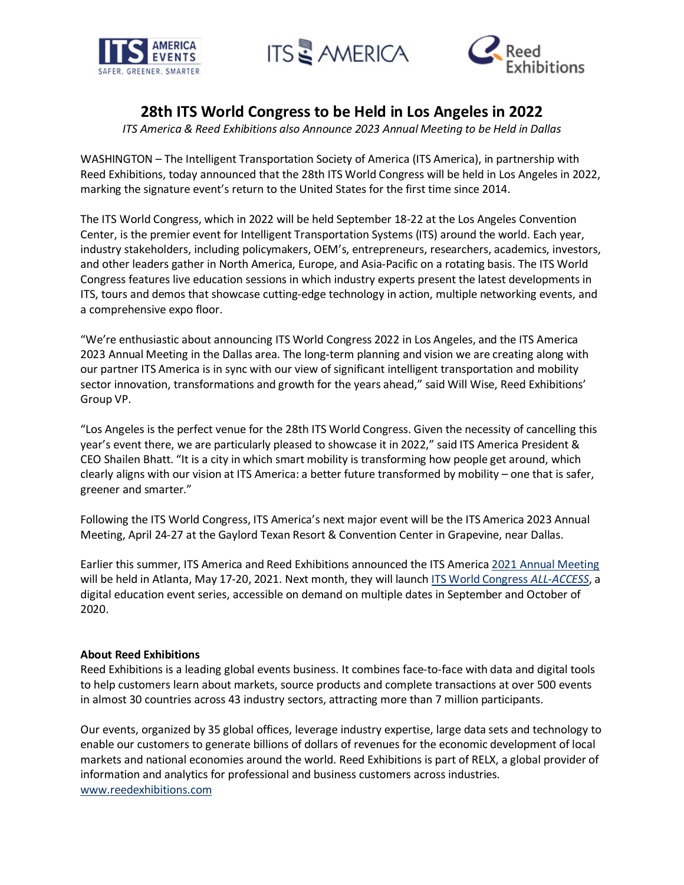# 28th ITS World Congress to be Held in Los Angeles in 2022

*ITS America & Reed Exhibitions also Announce 2023 Annual Meeting to be Held in Dallas*

WASHINGTON – The Intelligent Transportation Society of America (ITS America), in partnership with Reed Exhibitions, today announced that the 28th ITS World Congress will be held in Los Angeles in 2022, marking the signature event's return to the United States for the first time since 2014.

The ITS World Congress, which in 2022 will be held September 18-22 at the Los Angeles Convention Center, is the premier event for Intelligent Transportation Systems (ITS) around the world. Each year, industry stakeholders, including policymakers, OEM's, entrepreneurs, researchers, academics, investors, and other leaders gather in North America, Europe, and Asia-Pacific on a rotating basis. The ITS World Congress features live education sessions in which industry experts present the latest developments in ITS, tours and demos that showcase cutting-edge technology in action, multiple networking events, and a comprehensive expo floor.

"We're enthusiastic about announcing ITS World Congress 2022 in Los Angeles, and the ITS America 2023 Annual Meeting in the Dallas area. The long-term planning and vision we are creating along with our partner ITS America is in sync with our view of significant intelligent transportation and mobility sector innovation, transformations and growth for the years ahead," said Will Wise, Reed Exhibitions' Group VP.

"Los Angeles is the perfect venue for the 28th ITS World Congress. Given the necessity of cancelling this year's event there, we are particularly pleased to showcase it in 2022," said ITS America President & CEO Shailen Bhatt. "It is a city in which smart mobility is transforming how people get around, which clearly aligns with our vision at ITS America: a better future transformed by mobility – one that is safer, greener and smarter."

Following the ITS World Congress, ITS America's next major event will be the ITS America 2023 Annual Meeting, April 24-27 at the Gaylord Texan Resort & Convention Center in Grapevine, near Dallas.

Earlier this summer, ITS America and Reed Exhibitions announced the ITS America 2021 Annual Meeting will be held in Atlanta, May 17-20, 2021. Next month, they will launch ITS World Congress *ALL-ACCESS*, a digital education event series, accessible on demand on multiple dates in September and October of 2020.

**About Reed Exhibitions**

Reed Exhibitions is a leading global events business. It combines face-to-face with data and digital tools to help customers learn about markets, source products and complete transactions at over 500 events in almost 30 countries across 43 industry sectors, attracting more than 7 million participants.

Our events, organized by 35 global offices, leverage industry expertise, large data sets and technology to enable our customers to generate billions of dollars of revenues for the economic development of local markets and national economies around the world. Reed Exhibitions is part of RELX, a global provider of information and analytics for professional and business customers across industries.
www.reedexhibitions.com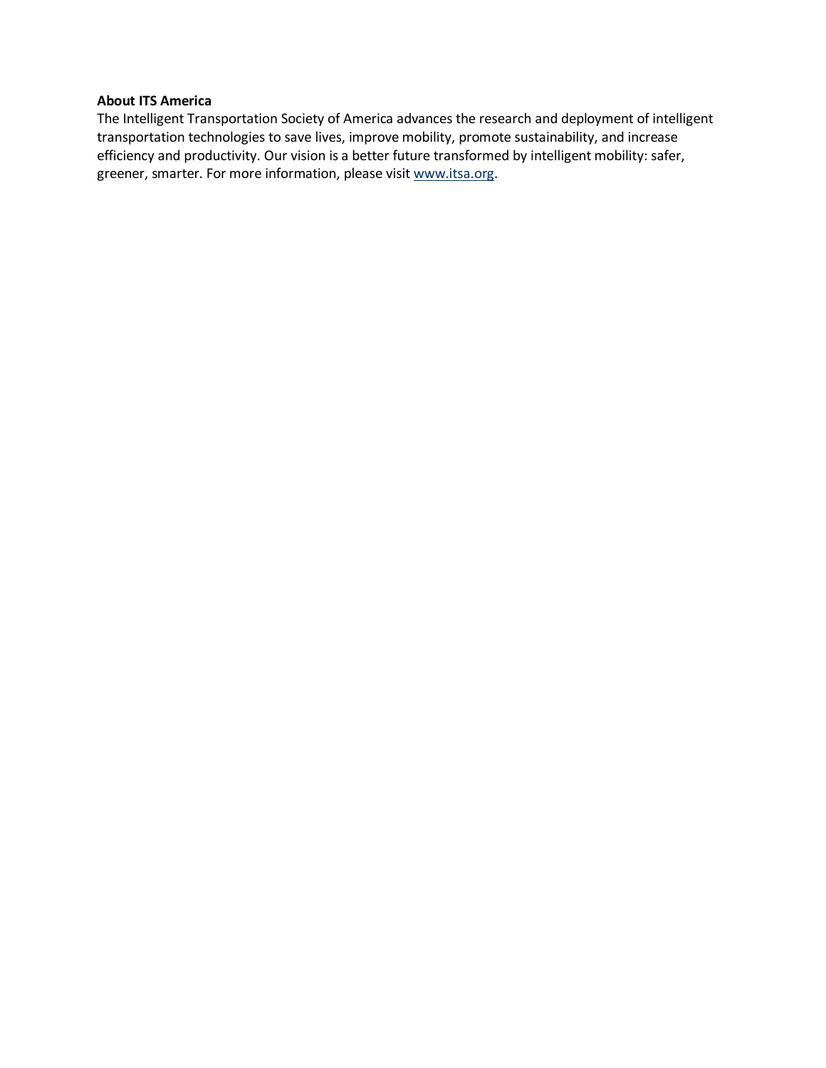**About ITS America**
The Intelligent Transportation Society of America advances the research and deployment of intelligent transportation technologies to save lives, improve mobility, promote sustainability, and increase efficiency and productivity. Our vision is a better future transformed by intelligent mobility: safer, greener, smarter. For more information, please visit www.itsa.org.